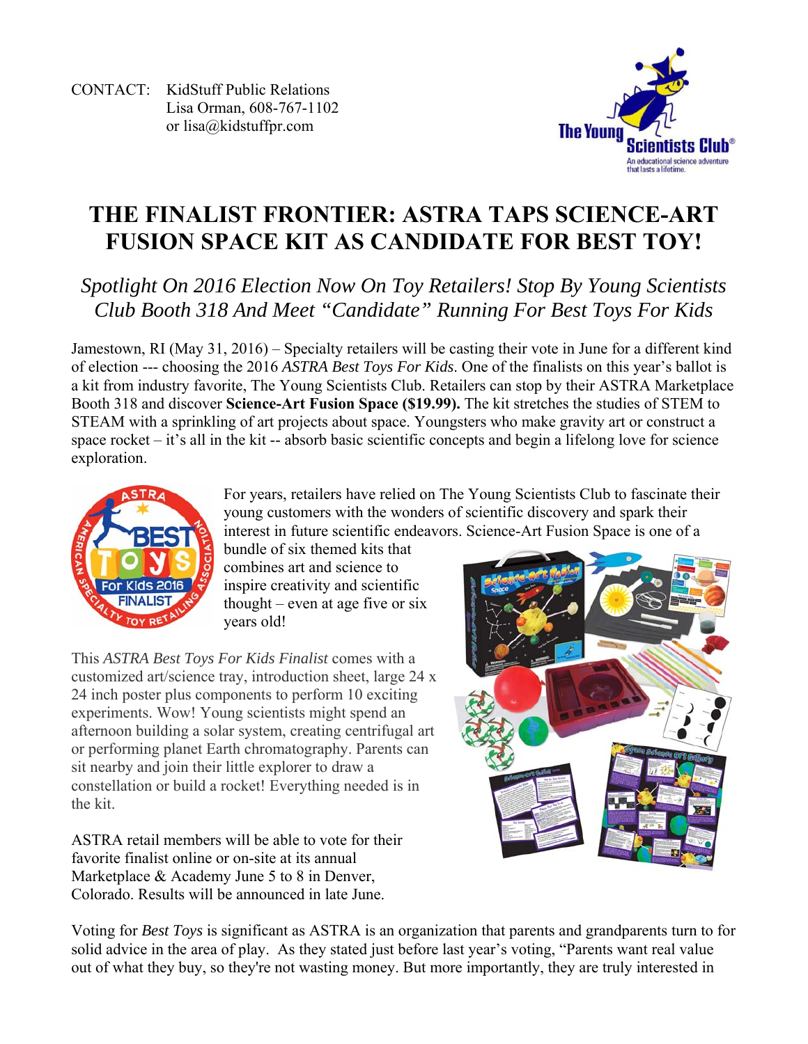CONTACT: KidStuff Public Relations
Lisa Orman, 608-767-1102
or lisa@kidstuffpr.com

# THE FINALIST FRONTIER: ASTRA TAPS SCIENCE-ART FUSION SPACE KIT AS CANDIDATE FOR BEST TOY!

*Spotlight On 2016 Election Now On Toy Retailers! Stop By Young Scientists Club Booth 318 And Meet "Candidate" Running For Best Toys For Kids*

Jamestown, RI (May 31, 2016) – Specialty retailers will be casting their vote in June for a different kind of election --- choosing the 2016 *ASTRA Best Toys For Kids*. One of the finalists on this year's ballot is a kit from industry favorite, The Young Scientists Club. Retailers can stop by their ASTRA Marketplace Booth 318 and discover **Science-Art Fusion Space ($19.99).** The kit stretches the studies of STEM to STEAM with a sprinkling of art projects about space. Youngsters who make gravity art or construct a space rocket – it's all in the kit -- absorb basic scientific concepts and begin a lifelong love for science exploration.

For years, retailers have relied on The Young Scientists Club to fascinate their young customers with the wonders of scientific discovery and spark their interest in future scientific endeavors. Science-Art Fusion Space is one of a bundle of six themed kits that combines art and science to inspire creativity and scientific thought – even at age five or six years old!

This *ASTRA Best Toys For Kids Finalist* comes with a customized art/science tray, introduction sheet, large 24 x 24 inch poster plus components to perform 10 exciting experiments. Wow! Young scientists might spend an afternoon building a solar system, creating centrifugal art or performing planet Earth chromatography. Parents can sit nearby and join their little explorer to draw a constellation or build a rocket! Everything needed is in the kit.

ASTRA retail members will be able to vote for their favorite finalist online or on-site at its annual Marketplace & Academy June 5 to 8 in Denver, Colorado. Results will be announced in late June.

Voting for *Best Toys* is significant as ASTRA is an organization that parents and grandparents turn to for solid advice in the area of play. As they stated just before last year's voting, "Parents want real value out of what they buy, so they're not wasting money. But more importantly, they are truly interested in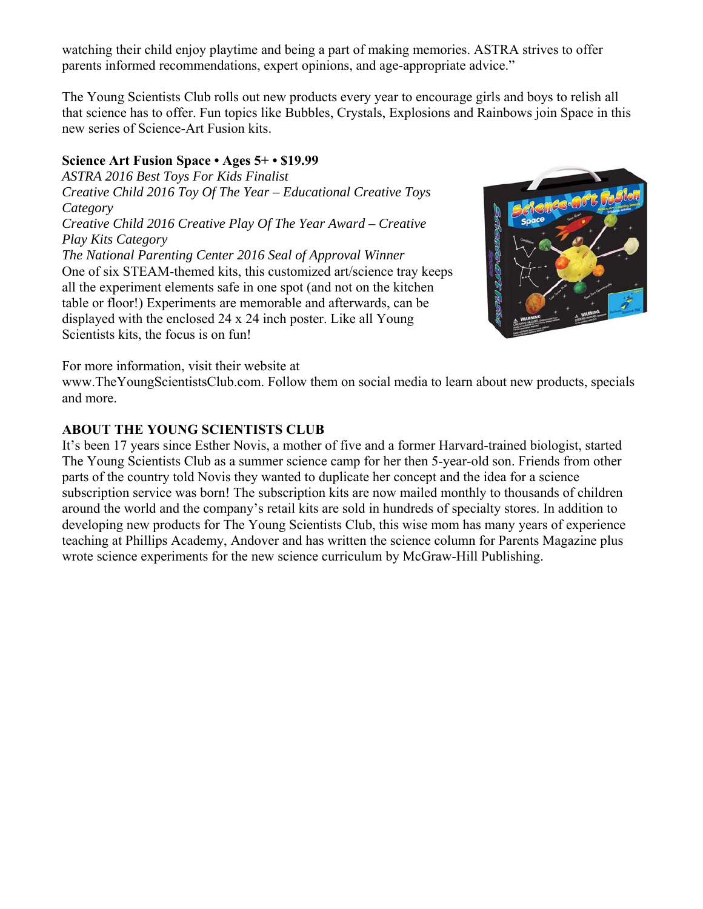watching their child enjoy playtime and being a part of making memories. ASTRA strives to offer parents informed recommendations, expert opinions, and age-appropriate advice."

The Young Scientists Club rolls out new products every year to encourage girls and boys to relish all that science has to offer. Fun topics like Bubbles, Crystals, Explosions and Rainbows join Space in this new series of Science-Art Fusion kits.

**Science Art Fusion Space • Ages 5+ • $19.99**

*ASTRA 2016 Best Toys For Kids Finalist*
*Creative Child 2016 Toy Of The Year – Educational Creative Toys Category*
*Creative Child 2016 Creative Play Of The Year Award – Creative Play Kits Category*
*The National Parenting Center 2016 Seal of Approval Winner*
One of six STEAM-themed kits, this customized art/science tray keeps all the experiment elements safe in one spot (and not on the kitchen table or floor!) Experiments are memorable and afterwards, can be displayed with the enclosed 24 x 24 inch poster. Like all Young Scientists kits, the focus is on fun!

For more information, visit their website at www.TheYoungScientistsClub.com. Follow them on social media to learn about new products, specials and more.

**ABOUT THE YOUNG SCIENTISTS CLUB**

It's been 17 years since Esther Novis, a mother of five and a former Harvard-trained biologist, started The Young Scientists Club as a summer science camp for her then 5-year-old son. Friends from other parts of the country told Novis they wanted to duplicate her concept and the idea for a science subscription service was born! The subscription kits are now mailed monthly to thousands of children around the world and the company's retail kits are sold in hundreds of specialty stores. In addition to developing new products for The Young Scientists Club, this wise mom has many years of experience teaching at Phillips Academy, Andover and has written the science column for Parents Magazine plus wrote science experiments for the new science curriculum by McGraw-Hill Publishing.